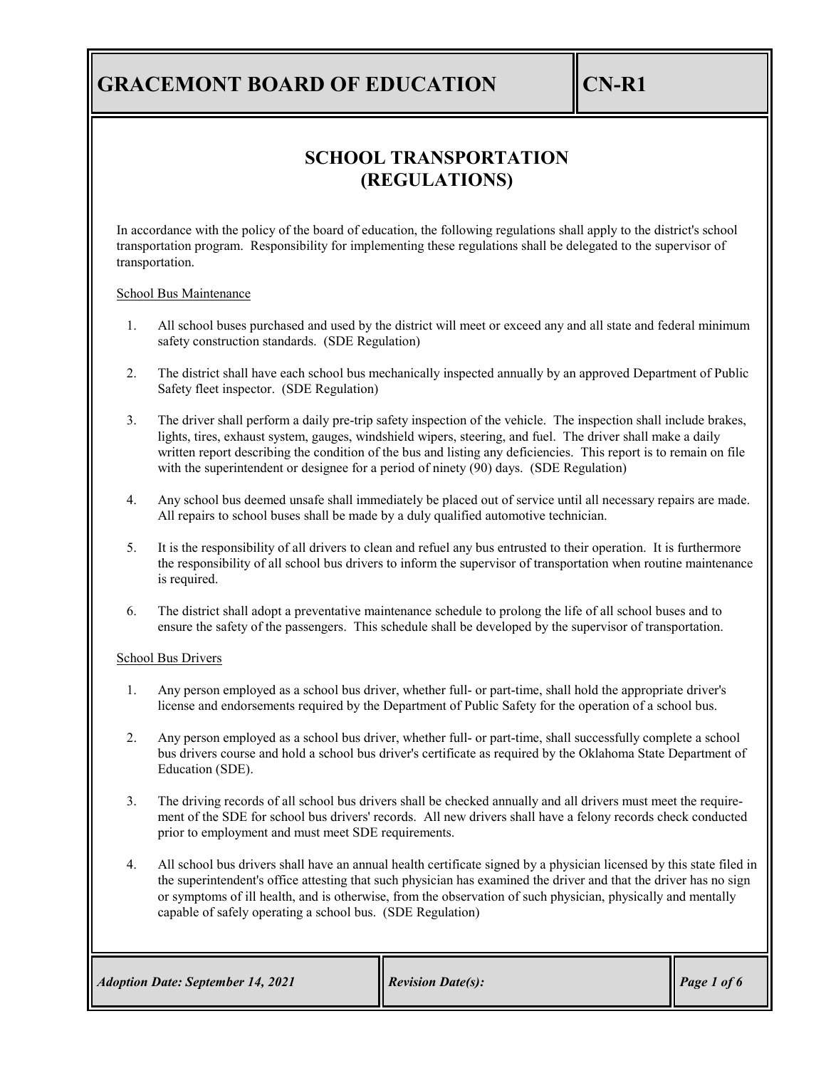# GRACEMONT BOARD OF EDUCATION

**CN-R1**

## SCHOOL TRANSPORTATION (REGULATIONS)

In accordance with the policy of the board of education, the following regulations shall apply to the district's school transportation program. Responsibility for implementing these regulations shall be delegated to the supervisor of transportation.

### School Bus Maintenance

1. All school buses purchased and used by the district will meet or exceed any and all state and federal minimum safety construction standards. (SDE Regulation)

2. The district shall have each school bus mechanically inspected annually by an approved Department of Public Safety fleet inspector. (SDE Regulation)

3. The driver shall perform a daily pre-trip safety inspection of the vehicle. The inspection shall include brakes, lights, tires, exhaust system, gauges, windshield wipers, steering, and fuel. The driver shall make a daily written report describing the condition of the bus and listing any deficiencies. This report is to remain on file with the superintendent or designee for a period of ninety (90) days. (SDE Regulation)

4. Any school bus deemed unsafe shall immediately be placed out of service until all necessary repairs are made. All repairs to school buses shall be made by a duly qualified automotive technician.

5. It is the responsibility of all drivers to clean and refuel any bus entrusted to their operation. It is furthermore the responsibility of all school bus drivers to inform the supervisor of transportation when routine maintenance is required.

6. The district shall adopt a preventative maintenance schedule to prolong the life of all school buses and to ensure the safety of the passengers. This schedule shall be developed by the supervisor of transportation.

### School Bus Drivers

1. Any person employed as a school bus driver, whether full- or part-time, shall hold the appropriate driver's license and endorsements required by the Department of Public Safety for the operation of a school bus.

2. Any person employed as a school bus driver, whether full- or part-time, shall successfully complete a school bus drivers course and hold a school bus driver's certificate as required by the Oklahoma State Department of Education (SDE).

3. The driving records of all school bus drivers shall be checked annually and all drivers must meet the requirement of the SDE for school bus drivers' records. All new drivers shall have a felony records check conducted prior to employment and must meet SDE requirements.

4. All school bus drivers shall have an annual health certificate signed by a physician licensed by this state filed in the superintendent's office attesting that such physician has examined the driver and that the driver has no sign or symptoms of ill health, and is otherwise, from the observation of such physician, physically and mentally capable of safely operating a school bus. (SDE Regulation)

*Adoption Date: September 14, 2021* | *Revision Date(s):*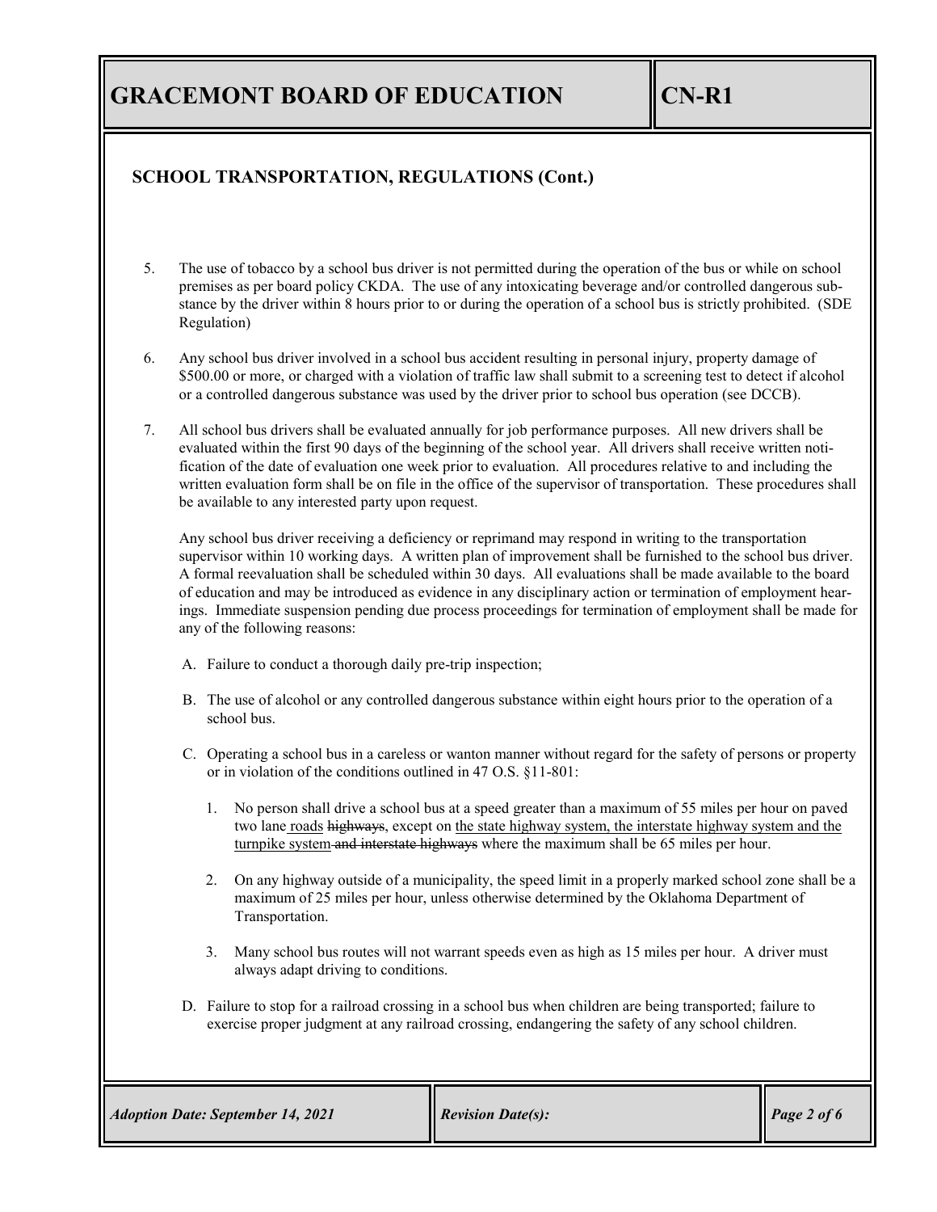## SCHOOL TRANSPORTATION, REGULATIONS (Cont.)

5. The use of tobacco by a school bus driver is not permitted during the operation of the bus or while on school premises as per board policy CKDA. The use of any intoxicating beverage and/or controlled dangerous substance by the driver within 8 hours prior to or during the operation of a school bus is strictly prohibited. (SDE Regulation)

6. Any school bus driver involved in a school bus accident resulting in personal injury, property damage of $500.00 or more, or charged with a violation of traffic law shall submit to a screening test to detect if alcohol or a controlled dangerous substance was used by the driver prior to school bus operation (see DCCB).

7. All school bus drivers shall be evaluated annually for job performance purposes. All new drivers shall be evaluated within the first 90 days of the beginning of the school year. All drivers shall receive written notification of the date of evaluation one week prior to evaluation. All procedures relative to and including the written evaluation form shall be on file in the office of the supervisor of transportation. These procedures shall be available to any interested party upon request.

   Any school bus driver receiving a deficiency or reprimand may respond in writing to the transportation supervisor within 10 working days. A written plan of improvement shall be furnished to the school bus driver. A formal reevaluation shall be scheduled within 30 days. All evaluations shall be made available to the board of education and may be introduced as evidence in any disciplinary action or termination of employment hearings. Immediate suspension pending due process proceedings for termination of employment shall be made for any of the following reasons:

   A. Failure to conduct a thorough daily pre-trip inspection;

   B. The use of alcohol or any controlled dangerous substance within eight hours prior to the operation of a school bus.

   C. Operating a school bus in a careless or wanton manner without regard for the safety of persons or property or in violation of the conditions outlined in 47 O.S. §11-801:

      1. No person shall drive a school bus at a speed greater than a maximum of 55 miles per hour on paved two lane <u>roads</u> ~~highways~~, except on <u>the state highway system, the interstate highway system and the turnpike system</u> ~~and interstate highways~~ where the maximum shall be 65 miles per hour.

      2. On any highway outside of a municipality, the speed limit in a properly marked school zone shall be a maximum of 25 miles per hour, unless otherwise determined by the Oklahoma Department of Transportation.

      3. Many school bus routes will not warrant speeds even as high as 15 miles per hour. A driver must always adapt driving to conditions.

   D. Failure to stop for a railroad crossing in a school bus when children are being transported; failure to exercise proper judgment at any railroad crossing, endangering the safety of any school children.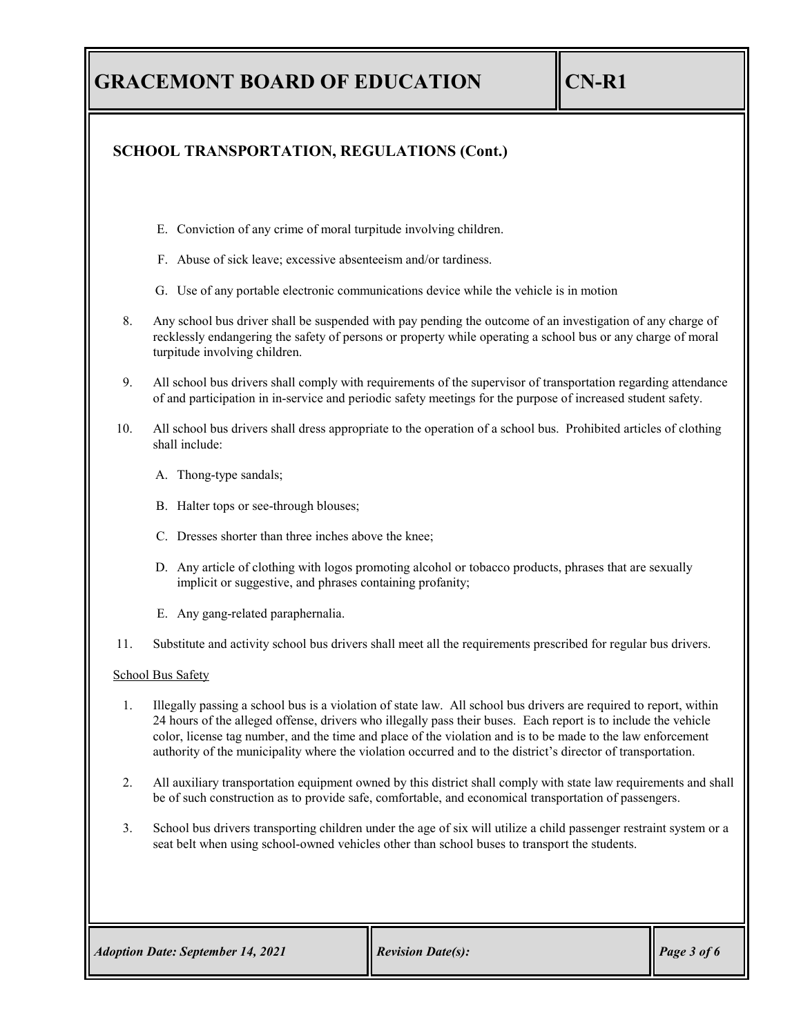## SCHOOL TRANSPORTATION, REGULATIONS (Cont.)

E. Conviction of any crime of moral turpitude involving children.

F. Abuse of sick leave; excessive absenteeism and/or tardiness.

G. Use of any portable electronic communications device while the vehicle is in motion

8. Any school bus driver shall be suspended with pay pending the outcome of an investigation of any charge of recklessly endangering the safety of persons or property while operating a school bus or any charge of moral turpitude involving children.

9. All school bus drivers shall comply with requirements of the supervisor of transportation regarding attendance of and participation in in-service and periodic safety meetings for the purpose of increased student safety.

10. All school bus drivers shall dress appropriate to the operation of a school bus. Prohibited articles of clothing shall include:

    A. Thong-type sandals;

    B. Halter tops or see-through blouses;

    C. Dresses shorter than three inches above the knee;

    D. Any article of clothing with logos promoting alcohol or tobacco products, phrases that are sexually implicit or suggestive, and phrases containing profanity;

    E. Any gang-related paraphernalia.

11. Substitute and activity school bus drivers shall meet all the requirements prescribed for regular bus drivers.

<u>School Bus Safety</u>

1. Illegally passing a school bus is a violation of state law. All school bus drivers are required to report, within 24 hours of the alleged offense, drivers who illegally pass their buses. Each report is to include the vehicle color, license tag number, and the time and place of the violation and is to be made to the law enforcement authority of the municipality where the violation occurred and to the district's director of transportation.

2. All auxiliary transportation equipment owned by this district shall comply with state law requirements and shall be of such construction as to provide safe, comfortable, and economical transportation of passengers.

3. School bus drivers transporting children under the age of six will utilize a child passenger restraint system or a seat belt when using school-owned vehicles other than school buses to transport the students.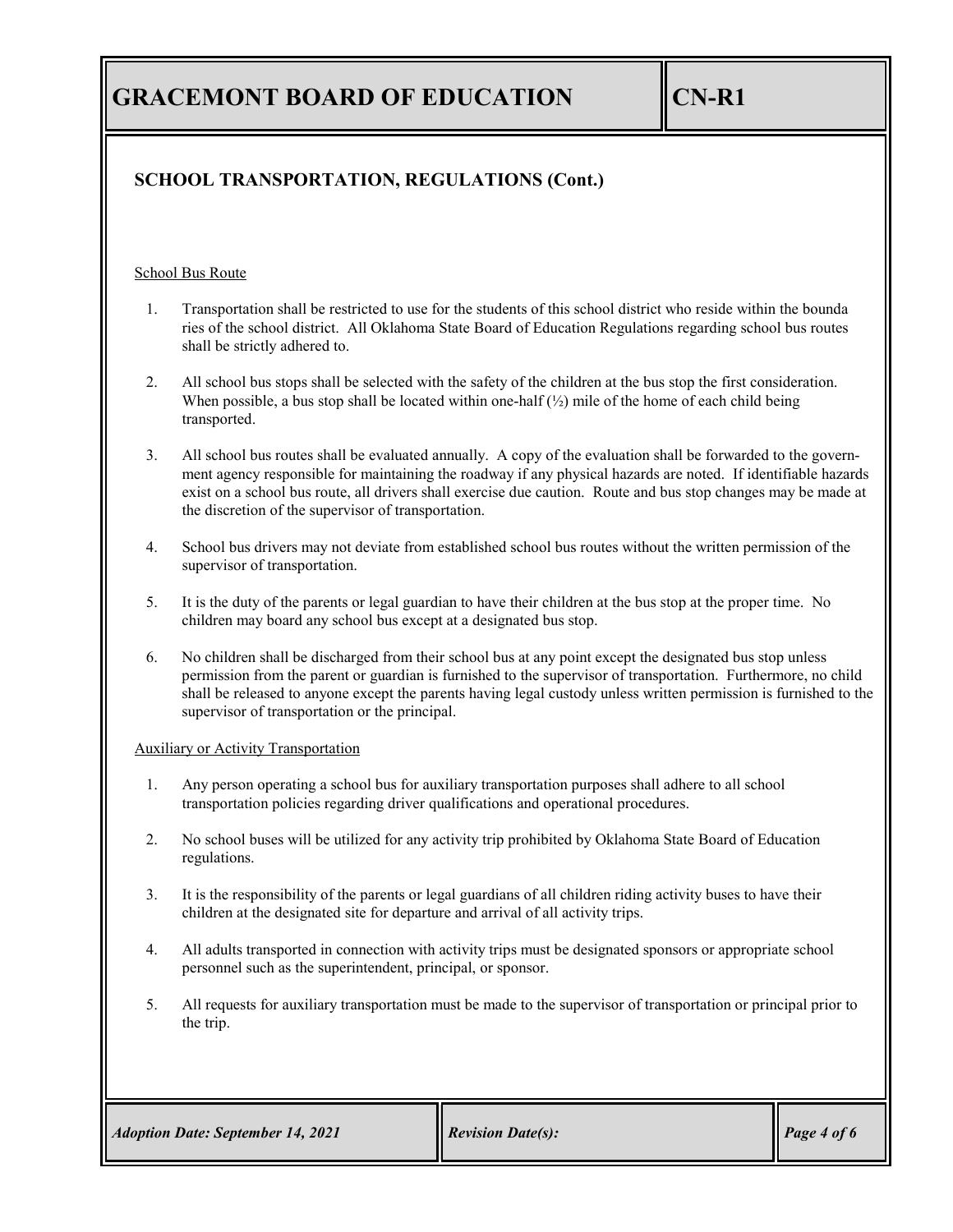## SCHOOL TRANSPORTATION, REGULATIONS (Cont.)

School Bus Route

1. Transportation shall be restricted to use for the students of this school district who reside within the boundaries of the school district. All Oklahoma State Board of Education Regulations regarding school bus routes shall be strictly adhered to.

2. All school bus stops shall be selected with the safety of the children at the bus stop the first consideration. When possible, a bus stop shall be located within one-half (½) mile of the home of each child being transported.

3. All school bus routes shall be evaluated annually. A copy of the evaluation shall be forwarded to the government agency responsible for maintaining the roadway if any physical hazards are noted. If identifiable hazards exist on a school bus route, all drivers shall exercise due caution. Route and bus stop changes may be made at the discretion of the supervisor of transportation.

4. School bus drivers may not deviate from established school bus routes without the written permission of the supervisor of transportation.

5. It is the duty of the parents or legal guardian to have their children at the bus stop at the proper time. No children may board any school bus except at a designated bus stop.

6. No children shall be discharged from their school bus at any point except the designated bus stop unless permission from the parent or guardian is furnished to the supervisor of transportation. Furthermore, no child shall be released to anyone except the parents having legal custody unless written permission is furnished to the supervisor of transportation or the principal.

Auxiliary or Activity Transportation

1. Any person operating a school bus for auxiliary transportation purposes shall adhere to all school transportation policies regarding driver qualifications and operational procedures.

2. No school buses will be utilized for any activity trip prohibited by Oklahoma State Board of Education regulations.

3. It is the responsibility of the parents or legal guardians of all children riding activity buses to have their children at the designated site for departure and arrival of all activity trips.

4. All adults transported in connection with activity trips must be designated sponsors or appropriate school personnel such as the superintendent, principal, or sponsor.

5. All requests for auxiliary transportation must be made to the supervisor of transportation or principal prior to the trip.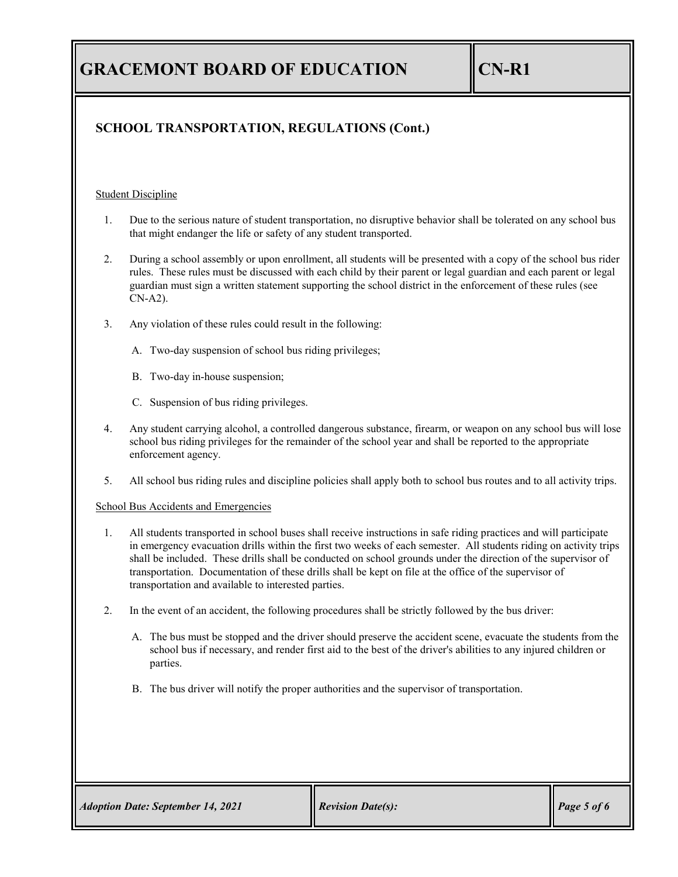## SCHOOL TRANSPORTATION, REGULATIONS (Cont.)

Student Discipline

1. Due to the serious nature of student transportation, no disruptive behavior shall be tolerated on any school bus that might endanger the life or safety of any student transported.

2. During a school assembly or upon enrollment, all students will be presented with a copy of the school bus rider rules. These rules must be discussed with each child by their parent or legal guardian and each parent or legal guardian must sign a written statement supporting the school district in the enforcement of these rules (see CN-A2).

3. Any violation of these rules could result in the following:

   A. Two-day suspension of school bus riding privileges;

   B. Two-day in-house suspension;

   C. Suspension of bus riding privileges.

4. Any student carrying alcohol, a controlled dangerous substance, firearm, or weapon on any school bus will lose school bus riding privileges for the remainder of the school year and shall be reported to the appropriate enforcement agency.

5. All school bus riding rules and discipline policies shall apply both to school bus routes and to all activity trips.

School Bus Accidents and Emergencies

1. All students transported in school buses shall receive instructions in safe riding practices and will participate in emergency evacuation drills within the first two weeks of each semester. All students riding on activity trips shall be included. These drills shall be conducted on school grounds under the direction of the supervisor of transportation. Documentation of these drills shall be kept on file at the office of the supervisor of transportation and available to interested parties.

2. In the event of an accident, the following procedures shall be strictly followed by the bus driver:

   A. The bus must be stopped and the driver should preserve the accident scene, evacuate the students from the school bus if necessary, and render first aid to the best of the driver's abilities to any injured children or parties.

   B. The bus driver will notify the proper authorities and the supervisor of transportation.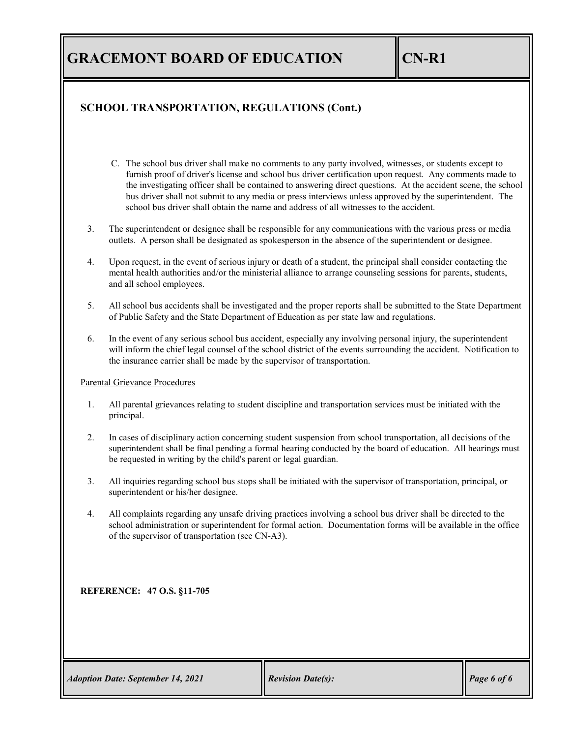## SCHOOL TRANSPORTATION, REGULATIONS (Cont.)

C. The school bus driver shall make no comments to any party involved, witnesses, or students except to furnish proof of driver's license and school bus driver certification upon request. Any comments made to the investigating officer shall be contained to answering direct questions. At the accident scene, the school bus driver shall not submit to any media or press interviews unless approved by the superintendent. The school bus driver shall obtain the name and address of all witnesses to the accident.

3. The superintendent or designee shall be responsible for any communications with the various press or media outlets. A person shall be designated as spokesperson in the absence of the superintendent or designee.

4. Upon request, in the event of serious injury or death of a student, the principal shall consider contacting the mental health authorities and/or the ministerial alliance to arrange counseling sessions for parents, students, and all school employees.

5. All school bus accidents shall be investigated and the proper reports shall be submitted to the State Department of Public Safety and the State Department of Education as per state law and regulations.

6. In the event of any serious school bus accident, especially any involving personal injury, the superintendent will inform the chief legal counsel of the school district of the events surrounding the accident. Notification to the insurance carrier shall be made by the supervisor of transportation.

Parental Grievance Procedures

1. All parental grievances relating to student discipline and transportation services must be initiated with the principal.

2. In cases of disciplinary action concerning student suspension from school transportation, all decisions of the superintendent shall be final pending a formal hearing conducted by the board of education. All hearings must be requested in writing by the child's parent or legal guardian.

3. All inquiries regarding school bus stops shall be initiated with the supervisor of transportation, principal, or superintendent or his/her designee.

4. All complaints regarding any unsafe driving practices involving a school bus driver shall be directed to the school administration or superintendent for formal action. Documentation forms will be available in the office of the supervisor of transportation (see CN-A3).

**REFERENCE: 47 O.S. §11-705**

*Adoption Date: September 14, 2021* | *Revision Date(s):*